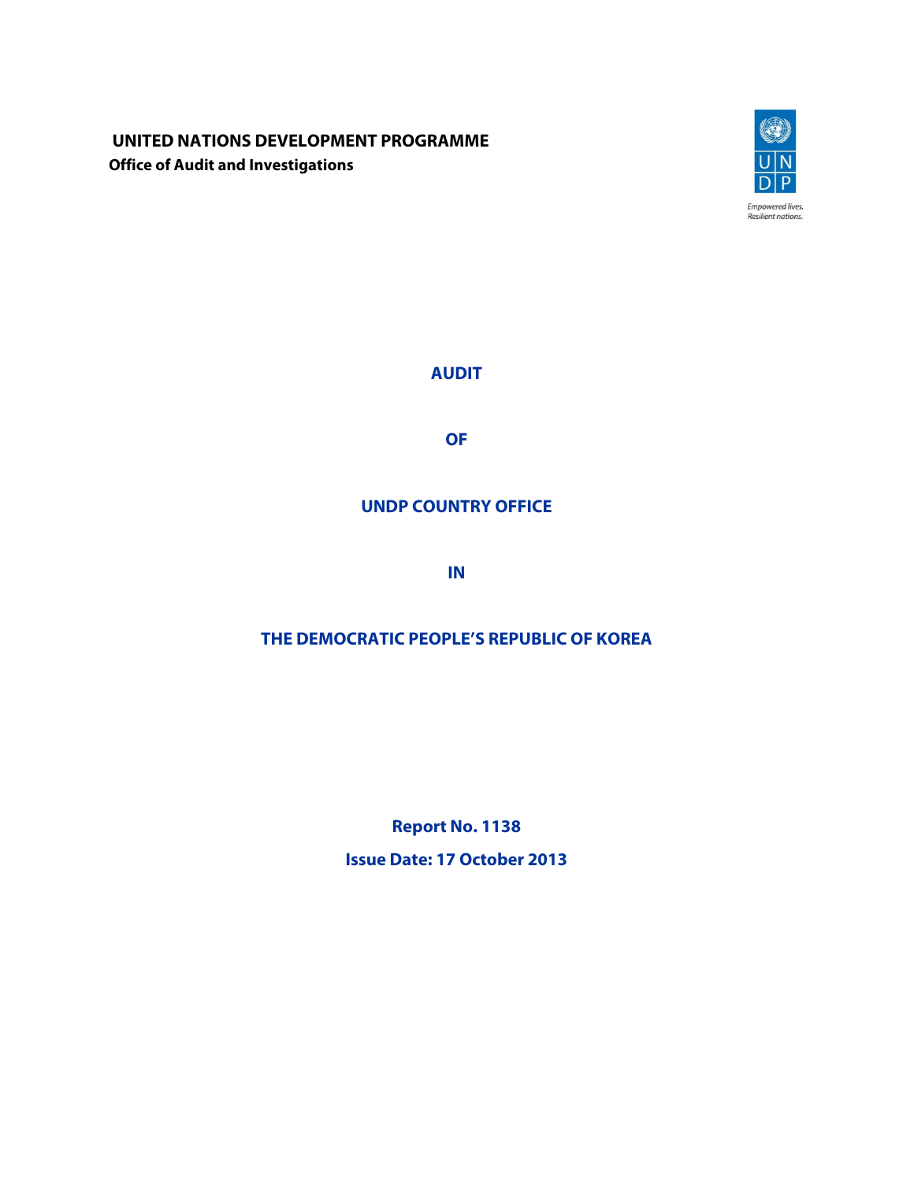**UNITED NATIONS DEVELOPMENT PROGRAMME**

**Office of Audit and Investigations**

Empowered lives.
Resilient nations.

# AUDIT

# OF

# UNDP COUNTRY OFFICE

# IN

# THE DEMOCRATIC PEOPLE'S REPUBLIC OF KOREA

**Report No. 1138**

**Issue Date: 17 October 2013**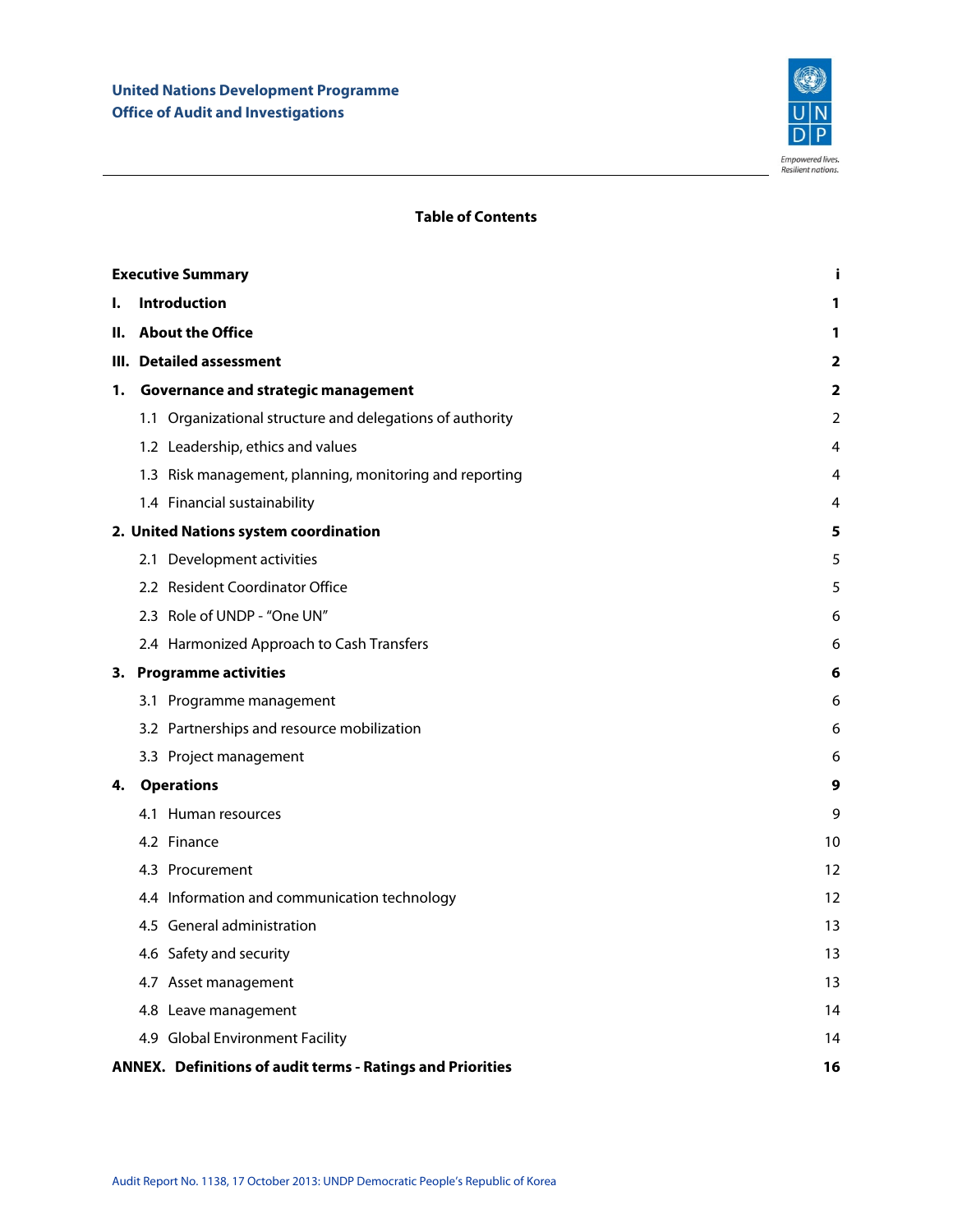United Nations Development Programme
Office of Audit and Investigations

## Table of Contents

| | |
|---|---|
| **Executive Summary** | **i** |
| **I. Introduction** | **1** |
| **II. About the Office** | **1** |
| **III. Detailed assessment** | **2** |
| **1. Governance and strategic management** | **2** |
| 1.1 Organizational structure and delegations of authority | 2 |
| 1.2 Leadership, ethics and values | 4 |
| 1.3 Risk management, planning, monitoring and reporting | 4 |
| 1.4 Financial sustainability | 4 |
| **2. United Nations system coordination** | **5** |
| 2.1 Development activities | 5 |
| 2.2 Resident Coordinator Office | 5 |
| 2.3 Role of UNDP - "One UN" | 6 |
| 2.4 Harmonized Approach to Cash Transfers | 6 |
| **3. Programme activities** | **6** |
| 3.1 Programme management | 6 |
| 3.2 Partnerships and resource mobilization | 6 |
| 3.3 Project management | 6 |
| **4. Operations** | **9** |
| 4.1 Human resources | 9 |
| 4.2 Finance | 10 |
| 4.3 Procurement | 12 |
| 4.4 Information and communication technology | 12 |
| 4.5 General administration | 13 |
| 4.6 Safety and security | 13 |
| 4.7 Asset management | 13 |
| 4.8 Leave management | 14 |
| 4.9 Global Environment Facility | 14 |
| **ANNEX. Definitions of audit terms - Ratings and Priorities** | **16** |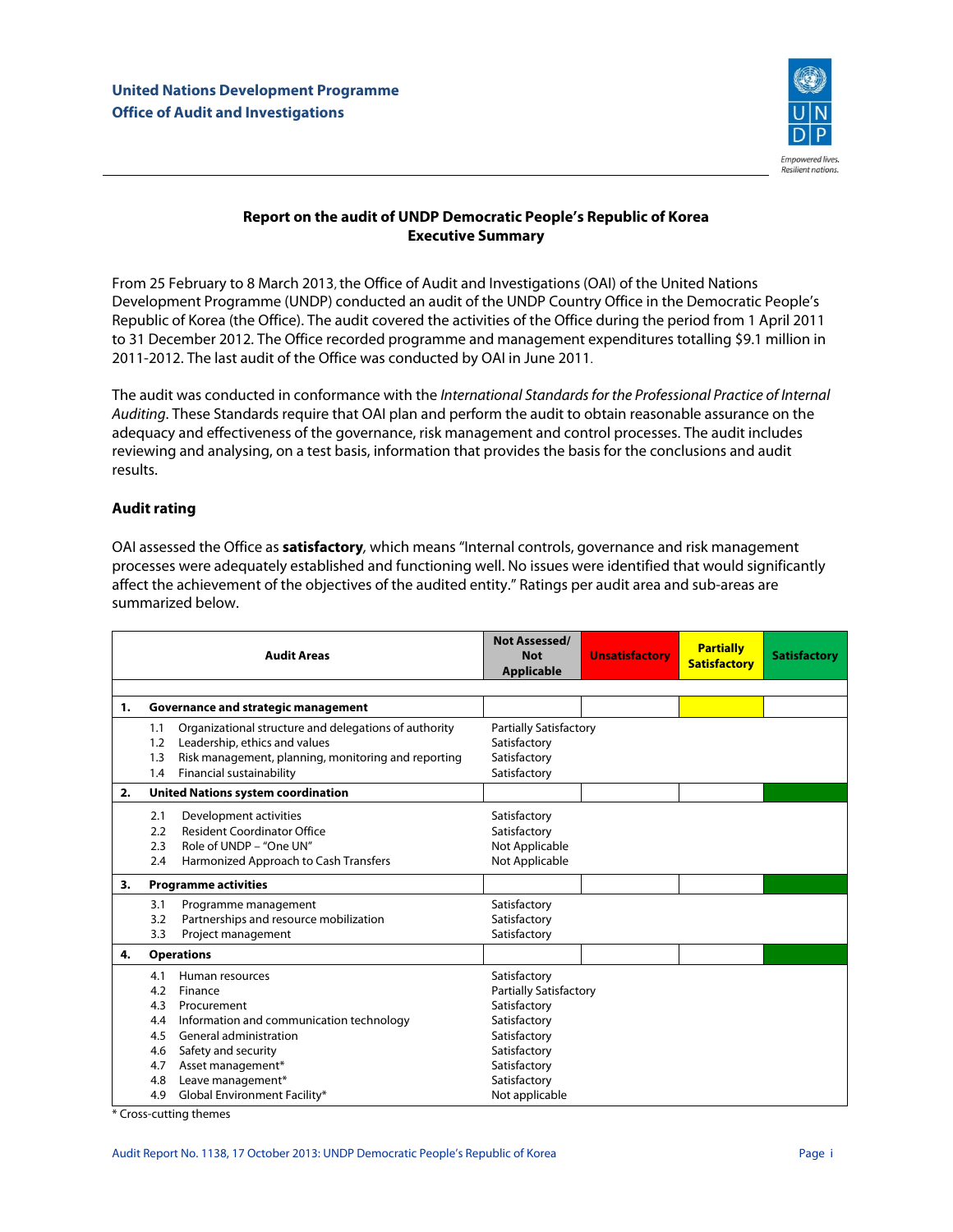**United Nations Development Programme**
**Office of Audit and Investigations**

### Report on the audit of UNDP Democratic People's Republic of Korea
### Executive Summary

From 25 February to 8 March 2013, the Office of Audit and Investigations (OAI) of the United Nations Development Programme (UNDP) conducted an audit of the UNDP Country Office in the Democratic People's Republic of Korea (the Office). The audit covered the activities of the Office during the period from 1 April 2011 to 31 December 2012. The Office recorded programme and management expenditures totalling $9.1 million in 2011-2012. The last audit of the Office was conducted by OAI in June 2011.

The audit was conducted in conformance with the *International Standards for the Professional Practice of Internal Auditing*. These Standards require that OAI plan and perform the audit to obtain reasonable assurance on the adequacy and effectiveness of the governance, risk management and control processes. The audit includes reviewing and analysing, on a test basis, information that provides the basis for the conclusions and audit results.

#### Audit rating

OAI assessed the Office as **satisfactory**, which means "Internal controls, governance and risk management processes were adequately established and functioning well. No issues were identified that would significantly affect the achievement of the objectives of the audited entity." Ratings per audit area and sub-areas are summarized below.

| Audit Areas | Not Assessed/ Not Applicable | Unsatisfactory | Partially Satisfactory | Satisfactory |
|---|---|---|---|---|
| **1. Governance and strategic management** | | | X | |
| 1.1 Organizational structure and delegations of authority | Partially Satisfactory | | | |
| 1.2 Leadership, ethics and values | Satisfactory | | | |
| 1.3 Risk management, planning, monitoring and reporting | Satisfactory | | | |
| 1.4 Financial sustainability | Satisfactory | | | |
| **2. United Nations system coordination** | | | | X |
| 2.1 Development activities | Satisfactory | | | |
| 2.2 Resident Coordinator Office | Satisfactory | | | |
| 2.3 Role of UNDP – "One UN" | Not Applicable | | | |
| 2.4 Harmonized Approach to Cash Transfers | Not Applicable | | | |
| **3. Programme activities** | | | | X |
| 3.1 Programme management | Satisfactory | | | |
| 3.2 Partnerships and resource mobilization | Satisfactory | | | |
| 3.3 Project management | Satisfactory | | | |
| **4. Operations** | | | | X |
| 4.1 Human resources | Satisfactory | | | |
| 4.2 Finance | Partially Satisfactory | | | |
| 4.3 Procurement | Satisfactory | | | |
| 4.4 Information and communication technology | Satisfactory | | | |
| 4.5 General administration | Satisfactory | | | |
| 4.6 Safety and security | Satisfactory | | | |
| 4.7 Asset management* | Satisfactory | | | |
| 4.8 Leave management* | Satisfactory | | | |
| 4.9 Global Environment Facility* | Not applicable | | | |

\* Cross-cutting themes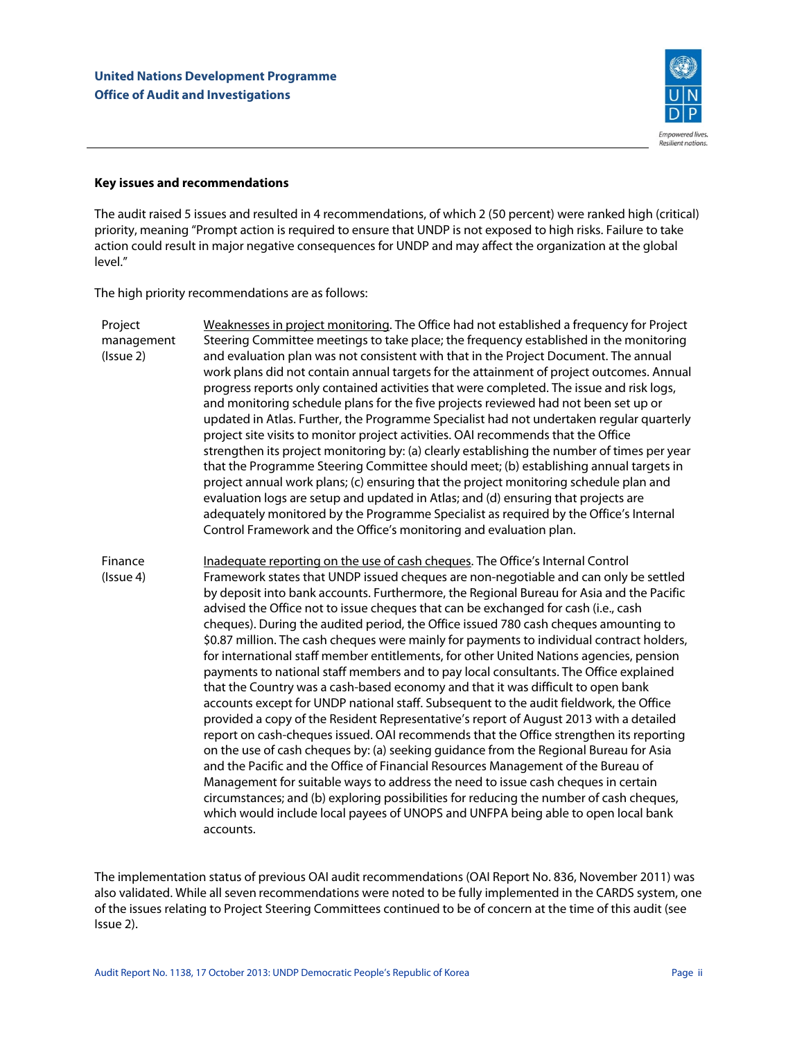**Key issues and recommendations**

The audit raised 5 issues and resulted in 4 recommendations, of which 2 (50 percent) were ranked high (critical) priority, meaning "Prompt action is required to ensure that UNDP is not exposed to high risks. Failure to take action could result in major negative consequences for UNDP and may affect the organization at the global level."

The high priority recommendations are as follows:

| | |
|---|---|
| Project management (Issue 2) | Weaknesses in project monitoring. The Office had not established a frequency for Project Steering Committee meetings to take place; the frequency established in the monitoring and evaluation plan was not consistent with that in the Project Document. The annual work plans did not contain annual targets for the attainment of project outcomes. Annual progress reports only contained activities that were completed. The issue and risk logs, and monitoring schedule plans for the five projects reviewed had not been set up or updated in Atlas. Further, the Programme Specialist had not undertaken regular quarterly project site visits to monitor project activities. OAI recommends that the Office strengthen its project monitoring by: (a) clearly establishing the number of times per year that the Programme Steering Committee should meet; (b) establishing annual targets in project annual work plans; (c) ensuring that the project monitoring schedule plan and evaluation logs are setup and updated in Atlas; and (d) ensuring that projects are adequately monitored by the Programme Specialist as required by the Office's Internal Control Framework and the Office's monitoring and evaluation plan. |
| Finance (Issue 4) | Inadequate reporting on the use of cash cheques. The Office's Internal Control Framework states that UNDP issued cheques are non-negotiable and can only be settled by deposit into bank accounts. Furthermore, the Regional Bureau for Asia and the Pacific advised the Office not to issue cheques that can be exchanged for cash (i.e., cash cheques). During the audited period, the Office issued 780 cash cheques amounting to \$0.87 million. The cash cheques were mainly for payments to individual contract holders, for international staff member entitlements, for other United Nations agencies, pension payments to national staff members and to pay local consultants. The Office explained that the Country was a cash-based economy and that it was difficult to open bank accounts except for UNDP national staff. Subsequent to the audit fieldwork, the Office provided a copy of the Resident Representative's report of August 2013 with a detailed report on cash-cheques issued. OAI recommends that the Office strengthen its reporting on the use of cash cheques by: (a) seeking guidance from the Regional Bureau for Asia and the Pacific and the Office of Financial Resources Management of the Bureau of Management for suitable ways to address the need to issue cash cheques in certain circumstances; and (b) exploring possibilities for reducing the number of cash cheques, which would include local payees of UNOPS and UNFPA being able to open local bank accounts. |

The implementation status of previous OAI audit recommendations (OAI Report No. 836, November 2011) was also validated. While all seven recommendations were noted to be fully implemented in the CARDS system, one of the issues relating to Project Steering Committees continued to be of concern at the time of this audit (see Issue 2).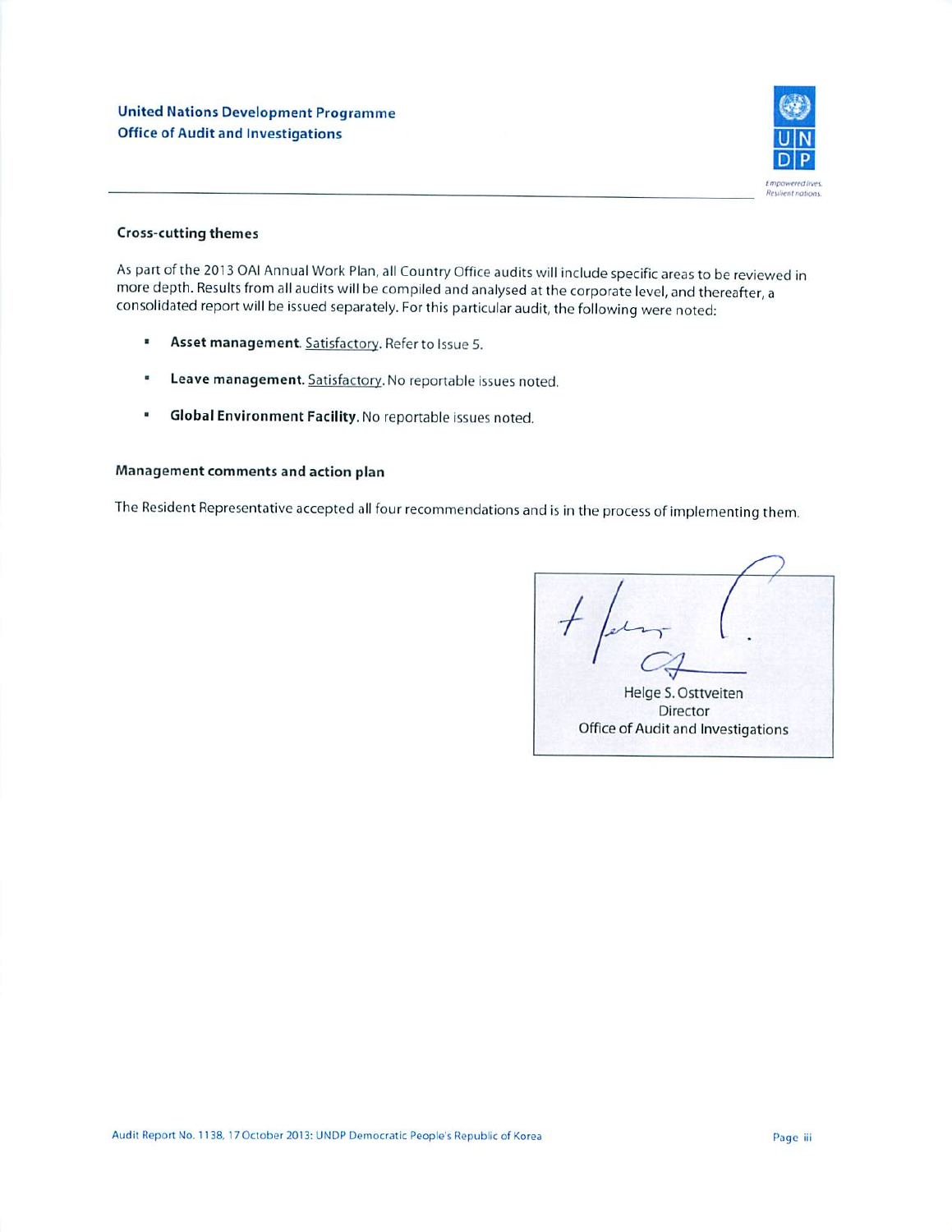### Cross-cutting themes

As part of the 2013 OAI Annual Work Plan, all Country Office audits will include specific areas to be reviewed in more depth. Results from all audits will be compiled and analysed at the corporate level, and thereafter, a consolidated report will be issued separately. For this particular audit, the following were noted:

- **Asset management.** Satisfactory. Refer to Issue 5.
- **Leave management.** Satisfactory. No reportable issues noted.
- **Global Environment Facility.** No reportable issues noted.

### Management comments and action plan

The Resident Representative accepted all four recommendations and is in the process of implementing them.

Helge S. Osttveiten
Director
Office of Audit and Investigations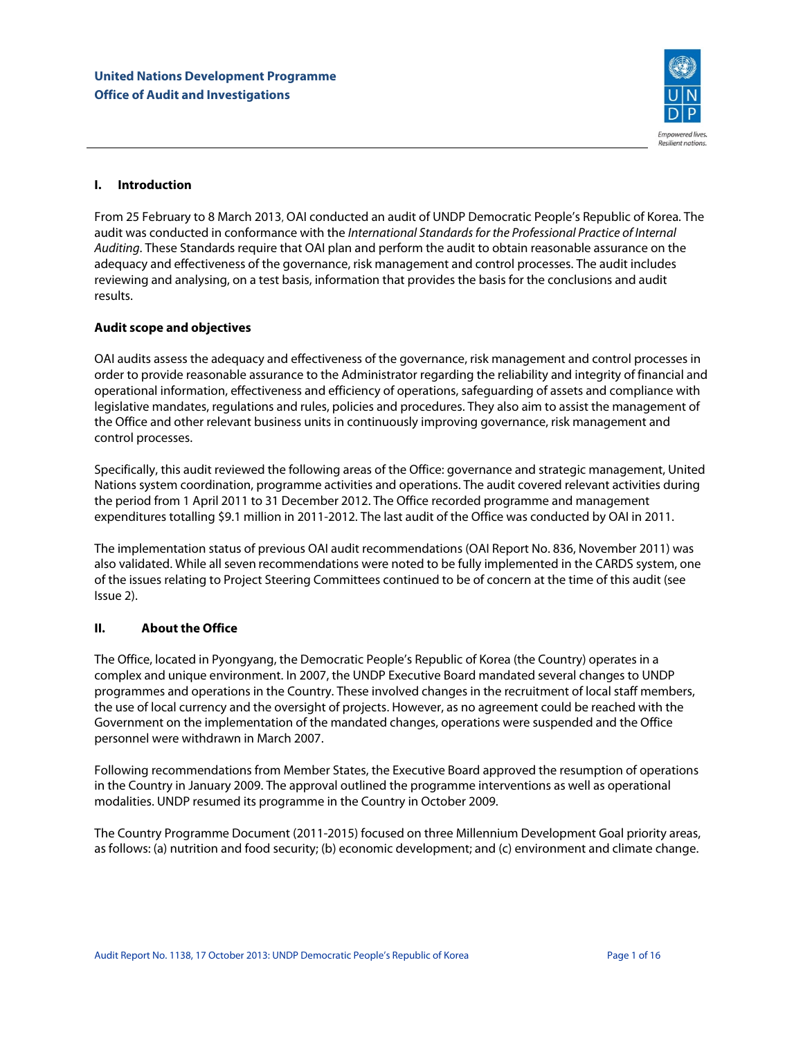**United Nations Development Programme**
**Office of Audit and Investigations**

## I. Introduction

From 25 February to 8 March 2013, OAI conducted an audit of UNDP Democratic People's Republic of Korea. The audit was conducted in conformance with the *International Standards for the Professional Practice of Internal Auditing*. These Standards require that OAI plan and perform the audit to obtain reasonable assurance on the adequacy and effectiveness of the governance, risk management and control processes. The audit includes reviewing and analysing, on a test basis, information that provides the basis for the conclusions and audit results.

### Audit scope and objectives

OAI audits assess the adequacy and effectiveness of the governance, risk management and control processes in order to provide reasonable assurance to the Administrator regarding the reliability and integrity of financial and operational information, effectiveness and efficiency of operations, safeguarding of assets and compliance with legislative mandates, regulations and rules, policies and procedures. They also aim to assist the management of the Office and other relevant business units in continuously improving governance, risk management and control processes.

Specifically, this audit reviewed the following areas of the Office: governance and strategic management, United Nations system coordination, programme activities and operations. The audit covered relevant activities during the period from 1 April 2011 to 31 December 2012. The Office recorded programme and management expenditures totalling $9.1 million in 2011-2012. The last audit of the Office was conducted by OAI in 2011.

The implementation status of previous OAI audit recommendations (OAI Report No. 836, November 2011) was also validated. While all seven recommendations were noted to be fully implemented in the CARDS system, one of the issues relating to Project Steering Committees continued to be of concern at the time of this audit (see Issue 2).

## II. About the Office

The Office, located in Pyongyang, the Democratic People's Republic of Korea (the Country) operates in a complex and unique environment. In 2007, the UNDP Executive Board mandated several changes to UNDP programmes and operations in the Country. These involved changes in the recruitment of local staff members, the use of local currency and the oversight of projects. However, as no agreement could be reached with the Government on the implementation of the mandated changes, operations were suspended and the Office personnel were withdrawn in March 2007.

Following recommendations from Member States, the Executive Board approved the resumption of operations in the Country in January 2009. The approval outlined the programme interventions as well as operational modalities. UNDP resumed its programme in the Country in October 2009.

The Country Programme Document (2011-2015) focused on three Millennium Development Goal priority areas, as follows: (a) nutrition and food security; (b) economic development; and (c) environment and climate change.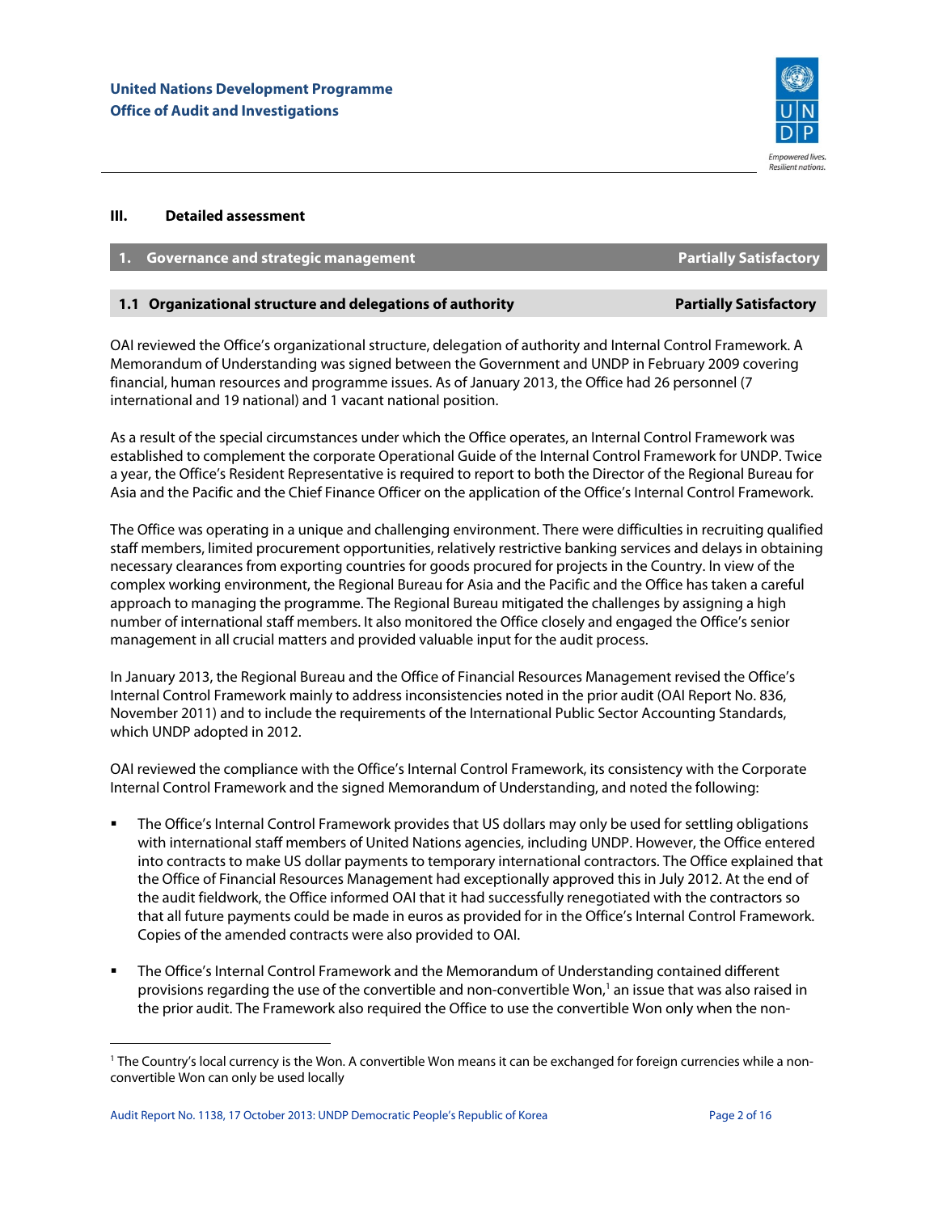## III. Detailed assessment

### 1. Governance and strategic management — Partially Satisfactory

#### 1.1 Organizational structure and delegations of authority — Partially Satisfactory

OAI reviewed the Office's organizational structure, delegation of authority and Internal Control Framework. A Memorandum of Understanding was signed between the Government and UNDP in February 2009 covering financial, human resources and programme issues. As of January 2013, the Office had 26 personnel (7 international and 19 national) and 1 vacant national position.

As a result of the special circumstances under which the Office operates, an Internal Control Framework was established to complement the corporate Operational Guide of the Internal Control Framework for UNDP. Twice a year, the Office's Resident Representative is required to report to both the Director of the Regional Bureau for Asia and the Pacific and the Chief Finance Officer on the application of the Office's Internal Control Framework.

The Office was operating in a unique and challenging environment. There were difficulties in recruiting qualified staff members, limited procurement opportunities, relatively restrictive banking services and delays in obtaining necessary clearances from exporting countries for goods procured for projects in the Country. In view of the complex working environment, the Regional Bureau for Asia and the Pacific and the Office has taken a careful approach to managing the programme. The Regional Bureau mitigated the challenges by assigning a high number of international staff members. It also monitored the Office closely and engaged the Office's senior management in all crucial matters and provided valuable input for the audit process.

In January 2013, the Regional Bureau and the Office of Financial Resources Management revised the Office's Internal Control Framework mainly to address inconsistencies noted in the prior audit (OAI Report No. 836, November 2011) and to include the requirements of the International Public Sector Accounting Standards, which UNDP adopted in 2012.

OAI reviewed the compliance with the Office's Internal Control Framework, its consistency with the Corporate Internal Control Framework and the signed Memorandum of Understanding, and noted the following:

- The Office's Internal Control Framework provides that US dollars may only be used for settling obligations with international staff members of United Nations agencies, including UNDP. However, the Office entered into contracts to make US dollar payments to temporary international contractors. The Office explained that the Office of Financial Resources Management had exceptionally approved this in July 2012. At the end of the audit fieldwork, the Office informed OAI that it had successfully renegotiated with the contractors so that all future payments could be made in euros as provided for in the Office's Internal Control Framework. Copies of the amended contracts were also provided to OAI.

- The Office's Internal Control Framework and the Memorandum of Understanding contained different provisions regarding the use of the convertible and non-convertible Won,[1] an issue that was also raised in the prior audit. The Framework also required the Office to use the convertible Won only when the non-

[1] The Country's local currency is the Won. A convertible Won means it can be exchanged for foreign currencies while a non-convertible Won can only be used locally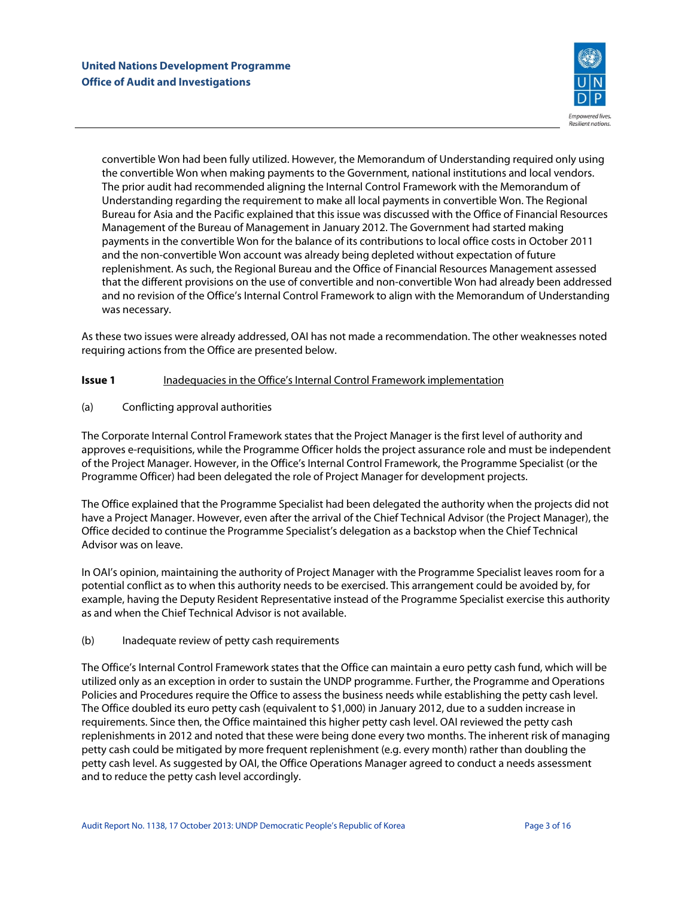convertible Won had been fully utilized. However, the Memorandum of Understanding required only using the convertible Won when making payments to the Government, national institutions and local vendors. The prior audit had recommended aligning the Internal Control Framework with the Memorandum of Understanding regarding the requirement to make all local payments in convertible Won. The Regional Bureau for Asia and the Pacific explained that this issue was discussed with the Office of Financial Resources Management of the Bureau of Management in January 2012. The Government had started making payments in the convertible Won for the balance of its contributions to local office costs in October 2011 and the non-convertible Won account was already being depleted without expectation of future replenishment. As such, the Regional Bureau and the Office of Financial Resources Management assessed that the different provisions on the use of convertible and non-convertible Won had already been addressed and no revision of the Office's Internal Control Framework to align with the Memorandum of Understanding was necessary.

As these two issues were already addressed, OAI has not made a recommendation. The other weaknesses noted requiring actions from the Office are presented below.

**Issue 1** Inadequacies in the Office's Internal Control Framework implementation

(a) Conflicting approval authorities

The Corporate Internal Control Framework states that the Project Manager is the first level of authority and approves e-requisitions, while the Programme Officer holds the project assurance role and must be independent of the Project Manager. However, in the Office's Internal Control Framework, the Programme Specialist (or the Programme Officer) had been delegated the role of Project Manager for development projects.

The Office explained that the Programme Specialist had been delegated the authority when the projects did not have a Project Manager. However, even after the arrival of the Chief Technical Advisor (the Project Manager), the Office decided to continue the Programme Specialist's delegation as a backstop when the Chief Technical Advisor was on leave.

In OAI's opinion, maintaining the authority of Project Manager with the Programme Specialist leaves room for a potential conflict as to when this authority needs to be exercised. This arrangement could be avoided by, for example, having the Deputy Resident Representative instead of the Programme Specialist exercise this authority as and when the Chief Technical Advisor is not available.

(b) Inadequate review of petty cash requirements

The Office's Internal Control Framework states that the Office can maintain a euro petty cash fund, which will be utilized only as an exception in order to sustain the UNDP programme. Further, the Programme and Operations Policies and Procedures require the Office to assess the business needs while establishing the petty cash level. The Office doubled its euro petty cash (equivalent to $1,000) in January 2012, due to a sudden increase in requirements. Since then, the Office maintained this higher petty cash level. OAI reviewed the petty cash replenishments in 2012 and noted that these were being done every two months. The inherent risk of managing petty cash could be mitigated by more frequent replenishment (e.g. every month) rather than doubling the petty cash level. As suggested by OAI, the Office Operations Manager agreed to conduct a needs assessment and to reduce the petty cash level accordingly.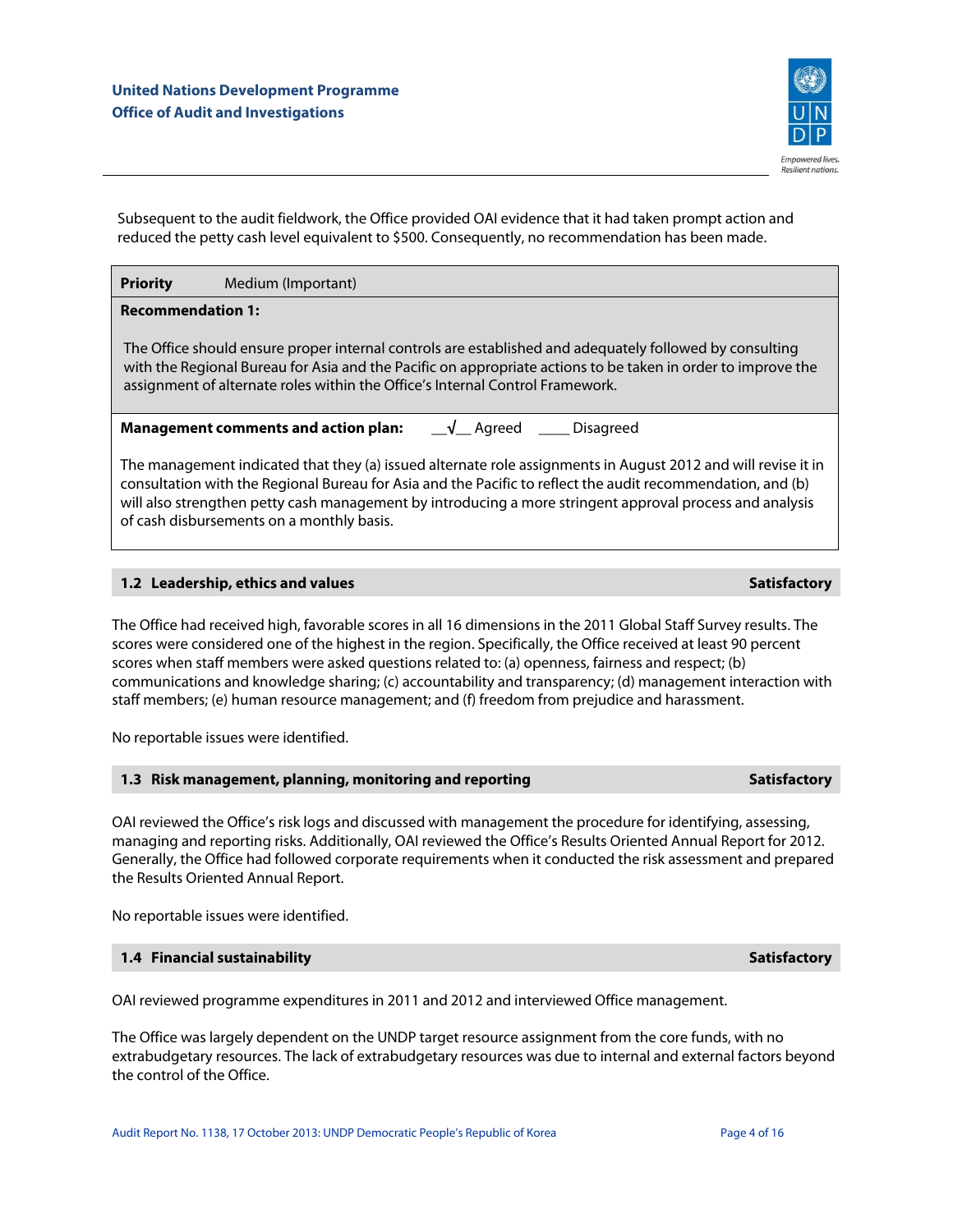Subsequent to the audit fieldwork, the Office provided OAI evidence that it had taken prompt action and reduced the petty cash level equivalent to $500. Consequently, no recommendation has been made.

| **Priority** | Medium (Important) |
|---|---|

**Recommendation 1:**

The Office should ensure proper internal controls are established and adequately followed by consulting with the Regional Bureau for Asia and the Pacific on appropriate actions to be taken in order to improve the assignment of alternate roles within the Office's Internal Control Framework.

**Management comments and action plan:** __√__ Agreed ____ Disagreed

The management indicated that they (a) issued alternate role assignments in August 2012 and will revise it in consultation with the Regional Bureau for Asia and the Pacific to reflect the audit recommendation, and (b) will also strengthen petty cash management by introducing a more stringent approval process and analysis of cash disbursements on a monthly basis.

### 1.2 Leadership, ethics and values — Satisfactory

The Office had received high, favorable scores in all 16 dimensions in the 2011 Global Staff Survey results. The scores were considered one of the highest in the region. Specifically, the Office received at least 90 percent scores when staff members were asked questions related to: (a) openness, fairness and respect; (b) communications and knowledge sharing; (c) accountability and transparency; (d) management interaction with staff members; (e) human resource management; and (f) freedom from prejudice and harassment.

No reportable issues were identified.

### 1.3 Risk management, planning, monitoring and reporting — Satisfactory

OAI reviewed the Office's risk logs and discussed with management the procedure for identifying, assessing, managing and reporting risks. Additionally, OAI reviewed the Office's Results Oriented Annual Report for 2012. Generally, the Office had followed corporate requirements when it conducted the risk assessment and prepared the Results Oriented Annual Report.

No reportable issues were identified.

### 1.4 Financial sustainability — Satisfactory

OAI reviewed programme expenditures in 2011 and 2012 and interviewed Office management.

The Office was largely dependent on the UNDP target resource assignment from the core funds, with no extrabudgetary resources. The lack of extrabudgetary resources was due to internal and external factors beyond the control of the Office.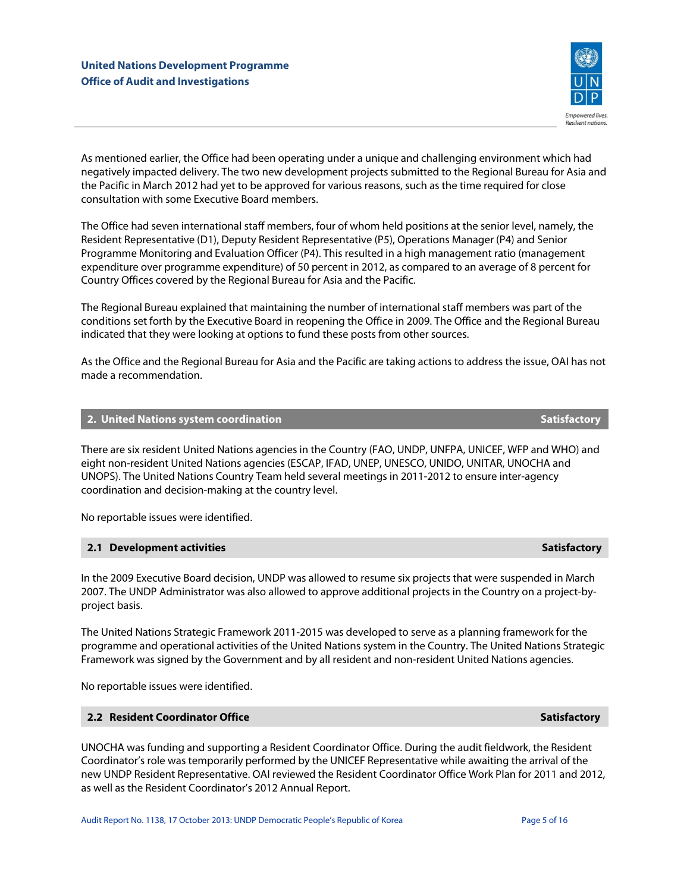As mentioned earlier, the Office had been operating under a unique and challenging environment which had negatively impacted delivery. The two new development projects submitted to the Regional Bureau for Asia and the Pacific in March 2012 had yet to be approved for various reasons, such as the time required for close consultation with some Executive Board members.

The Office had seven international staff members, four of whom held positions at the senior level, namely, the Resident Representative (D1), Deputy Resident Representative (P5), Operations Manager (P4) and Senior Programme Monitoring and Evaluation Officer (P4). This resulted in a high management ratio (management expenditure over programme expenditure) of 50 percent in 2012, as compared to an average of 8 percent for Country Offices covered by the Regional Bureau for Asia and the Pacific.

The Regional Bureau explained that maintaining the number of international staff members was part of the conditions set forth by the Executive Board in reopening the Office in 2009. The Office and the Regional Bureau indicated that they were looking at options to fund these posts from other sources.

As the Office and the Regional Bureau for Asia and the Pacific are taking actions to address the issue, OAI has not made a recommendation.

## 2. United Nations system coordination — Satisfactory

There are six resident United Nations agencies in the Country (FAO, UNDP, UNFPA, UNICEF, WFP and WHO) and eight non-resident United Nations agencies (ESCAP, IFAD, UNEP, UNESCO, UNIDO, UNITAR, UNOCHA and UNOPS). The United Nations Country Team held several meetings in 2011-2012 to ensure inter-agency coordination and decision-making at the country level.

No reportable issues were identified.

### 2.1 Development activities — Satisfactory

In the 2009 Executive Board decision, UNDP was allowed to resume six projects that were suspended in March 2007. The UNDP Administrator was also allowed to approve additional projects in the Country on a project-by-project basis.

The United Nations Strategic Framework 2011-2015 was developed to serve as a planning framework for the programme and operational activities of the United Nations system in the Country. The United Nations Strategic Framework was signed by the Government and by all resident and non-resident United Nations agencies.

No reportable issues were identified.

### 2.2 Resident Coordinator Office — Satisfactory

UNOCHA was funding and supporting a Resident Coordinator Office. During the audit fieldwork, the Resident Coordinator's role was temporarily performed by the UNICEF Representative while awaiting the arrival of the new UNDP Resident Representative. OAI reviewed the Resident Coordinator Office Work Plan for 2011 and 2012, as well as the Resident Coordinator's 2012 Annual Report.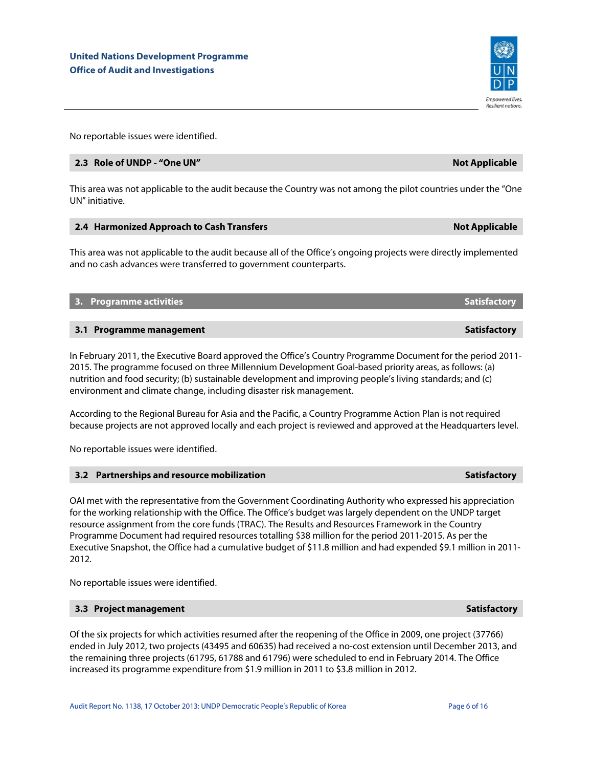No reportable issues were identified.

### 2.3 Role of UNDP - "One UN" — Not Applicable

This area was not applicable to the audit because the Country was not among the pilot countries under the "One UN" initiative.

### 2.4 Harmonized Approach to Cash Transfers — Not Applicable

This area was not applicable to the audit because all of the Office's ongoing projects were directly implemented and no cash advances were transferred to government counterparts.

## 3. Programme activities — Satisfactory

### 3.1 Programme management — Satisfactory

In February 2011, the Executive Board approved the Office's Country Programme Document for the period 2011-2015. The programme focused on three Millennium Development Goal-based priority areas, as follows: (a) nutrition and food security; (b) sustainable development and improving people's living standards; and (c) environment and climate change, including disaster risk management.

According to the Regional Bureau for Asia and the Pacific, a Country Programme Action Plan is not required because projects are not approved locally and each project is reviewed and approved at the Headquarters level.

No reportable issues were identified.

### 3.2 Partnerships and resource mobilization — Satisfactory

OAI met with the representative from the Government Coordinating Authority who expressed his appreciation for the working relationship with the Office. The Office's budget was largely dependent on the UNDP target resource assignment from the core funds (TRAC). The Results and Resources Framework in the Country Programme Document had required resources totalling $38 million for the period 2011-2015. As per the Executive Snapshot, the Office had a cumulative budget of $11.8 million and had expended $9.1 million in 2011-2012.

No reportable issues were identified.

### 3.3 Project management — Satisfactory

Of the six projects for which activities resumed after the reopening of the Office in 2009, one project (37766) ended in July 2012, two projects (43495 and 60635) had received a no-cost extension until December 2013, and the remaining three projects (61795, 61788 and 61796) were scheduled to end in February 2014. The Office increased its programme expenditure from $1.9 million in 2011 to $3.8 million in 2012.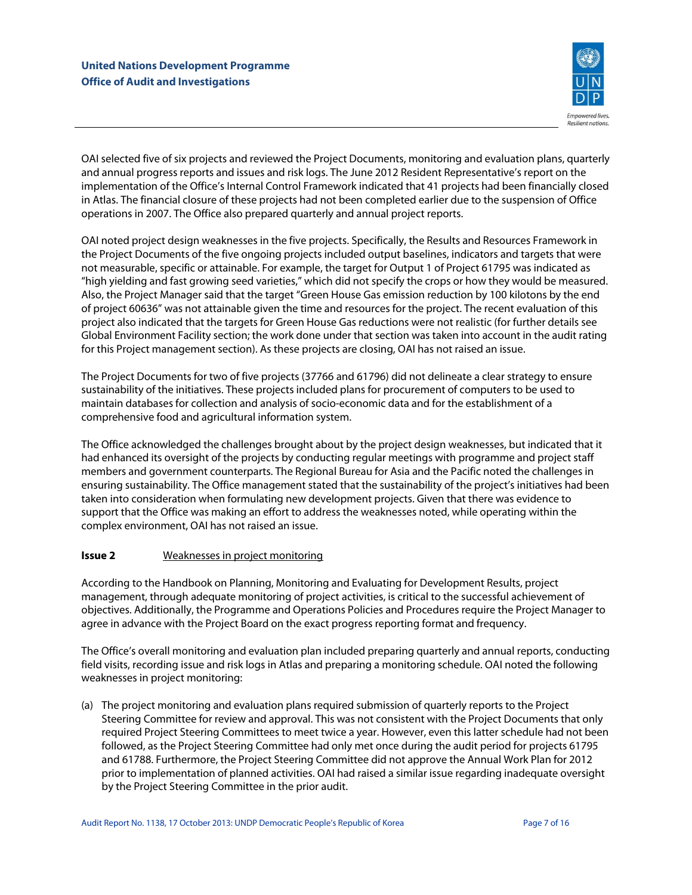OAI selected five of six projects and reviewed the Project Documents, monitoring and evaluation plans, quarterly and annual progress reports and issues and risk logs. The June 2012 Resident Representative's report on the implementation of the Office's Internal Control Framework indicated that 41 projects had been financially closed in Atlas. The financial closure of these projects had not been completed earlier due to the suspension of Office operations in 2007. The Office also prepared quarterly and annual project reports.

OAI noted project design weaknesses in the five projects. Specifically, the Results and Resources Framework in the Project Documents of the five ongoing projects included output baselines, indicators and targets that were not measurable, specific or attainable. For example, the target for Output 1 of Project 61795 was indicated as "high yielding and fast growing seed varieties," which did not specify the crops or how they would be measured. Also, the Project Manager said that the target "Green House Gas emission reduction by 100 kilotons by the end of project 60636" was not attainable given the time and resources for the project. The recent evaluation of this project also indicated that the targets for Green House Gas reductions were not realistic (for further details see Global Environment Facility section; the work done under that section was taken into account in the audit rating for this Project management section). As these projects are closing, OAI has not raised an issue.

The Project Documents for two of five projects (37766 and 61796) did not delineate a clear strategy to ensure sustainability of the initiatives. These projects included plans for procurement of computers to be used to maintain databases for collection and analysis of socio-economic data and for the establishment of a comprehensive food and agricultural information system.

The Office acknowledged the challenges brought about by the project design weaknesses, but indicated that it had enhanced its oversight of the projects by conducting regular meetings with programme and project staff members and government counterparts. The Regional Bureau for Asia and the Pacific noted the challenges in ensuring sustainability. The Office management stated that the sustainability of the project's initiatives had been taken into consideration when formulating new development projects. Given that there was evidence to support that the Office was making an effort to address the weaknesses noted, while operating within the complex environment, OAI has not raised an issue.

**Issue 2** Weaknesses in project monitoring

According to the Handbook on Planning, Monitoring and Evaluating for Development Results, project management, through adequate monitoring of project activities, is critical to the successful achievement of objectives. Additionally, the Programme and Operations Policies and Procedures require the Project Manager to agree in advance with the Project Board on the exact progress reporting format and frequency.

The Office's overall monitoring and evaluation plan included preparing quarterly and annual reports, conducting field visits, recording issue and risk logs in Atlas and preparing a monitoring schedule. OAI noted the following weaknesses in project monitoring:

(a) The project monitoring and evaluation plans required submission of quarterly reports to the Project Steering Committee for review and approval. This was not consistent with the Project Documents that only required Project Steering Committees to meet twice a year. However, even this latter schedule had not been followed, as the Project Steering Committee had only met once during the audit period for projects 61795 and 61788. Furthermore, the Project Steering Committee did not approve the Annual Work Plan for 2012 prior to implementation of planned activities. OAI had raised a similar issue regarding inadequate oversight by the Project Steering Committee in the prior audit.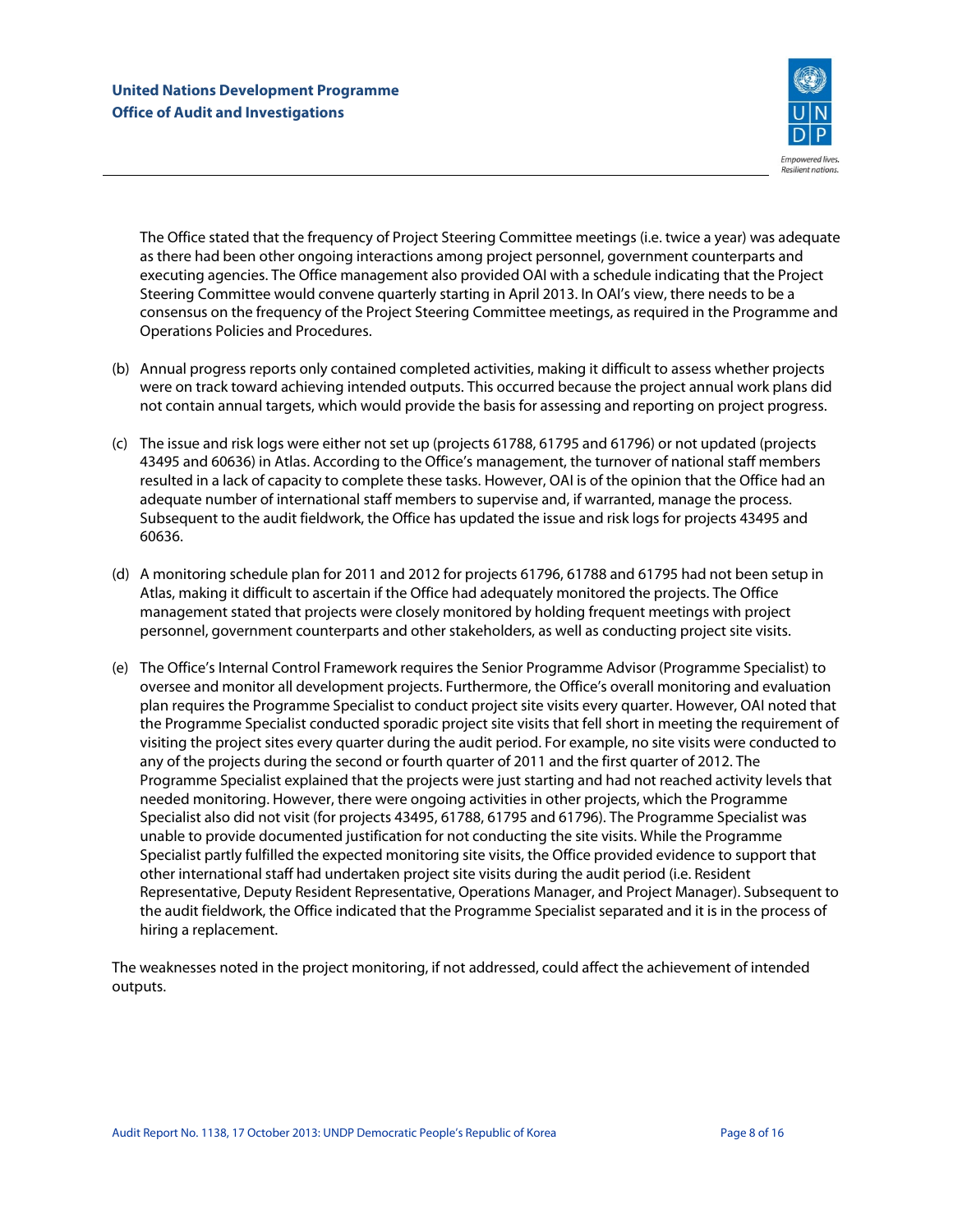The Office stated that the frequency of Project Steering Committee meetings (i.e. twice a year) was adequate as there had been other ongoing interactions among project personnel, government counterparts and executing agencies. The Office management also provided OAI with a schedule indicating that the Project Steering Committee would convene quarterly starting in April 2013. In OAI's view, there needs to be a consensus on the frequency of the Project Steering Committee meetings, as required in the Programme and Operations Policies and Procedures.

(b) Annual progress reports only contained completed activities, making it difficult to assess whether projects were on track toward achieving intended outputs. This occurred because the project annual work plans did not contain annual targets, which would provide the basis for assessing and reporting on project progress.

(c) The issue and risk logs were either not set up (projects 61788, 61795 and 61796) or not updated (projects 43495 and 60636) in Atlas. According to the Office's management, the turnover of national staff members resulted in a lack of capacity to complete these tasks. However, OAI is of the opinion that the Office had an adequate number of international staff members to supervise and, if warranted, manage the process. Subsequent to the audit fieldwork, the Office has updated the issue and risk logs for projects 43495 and 60636.

(d) A monitoring schedule plan for 2011 and 2012 for projects 61796, 61788 and 61795 had not been setup in Atlas, making it difficult to ascertain if the Office had adequately monitored the projects. The Office management stated that projects were closely monitored by holding frequent meetings with project personnel, government counterparts and other stakeholders, as well as conducting project site visits.

(e) The Office's Internal Control Framework requires the Senior Programme Advisor (Programme Specialist) to oversee and monitor all development projects. Furthermore, the Office's overall monitoring and evaluation plan requires the Programme Specialist to conduct project site visits every quarter. However, OAI noted that the Programme Specialist conducted sporadic project site visits that fell short in meeting the requirement of visiting the project sites every quarter during the audit period. For example, no site visits were conducted to any of the projects during the second or fourth quarter of 2011 and the first quarter of 2012. The Programme Specialist explained that the projects were just starting and had not reached activity levels that needed monitoring. However, there were ongoing activities in other projects, which the Programme Specialist also did not visit (for projects 43495, 61788, 61795 and 61796). The Programme Specialist was unable to provide documented justification for not conducting the site visits. While the Programme Specialist partly fulfilled the expected monitoring site visits, the Office provided evidence to support that other international staff had undertaken project site visits during the audit period (i.e. Resident Representative, Deputy Resident Representative, Operations Manager, and Project Manager). Subsequent to the audit fieldwork, the Office indicated that the Programme Specialist separated and it is in the process of hiring a replacement.

The weaknesses noted in the project monitoring, if not addressed, could affect the achievement of intended outputs.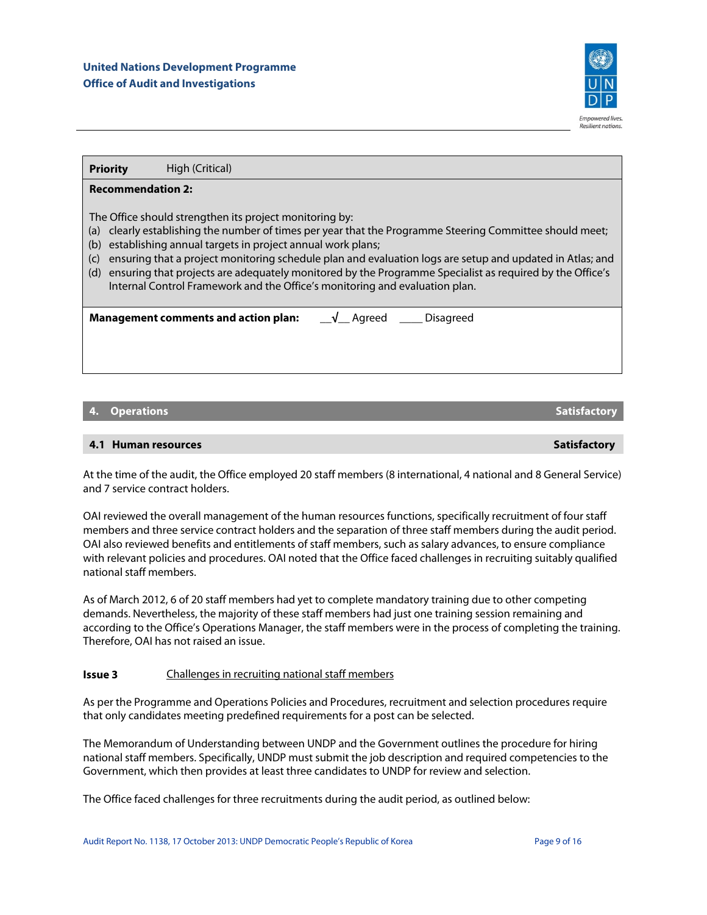| **Priority** | High (Critical) |
|---|---|

**Recommendation 2:**

The Office should strengthen its project monitoring by:

(a) clearly establishing the number of times per year that the Programme Steering Committee should meet;
(b) establishing annual targets in project annual work plans;
(c) ensuring that a project monitoring schedule plan and evaluation logs are setup and updated in Atlas; and
(d) ensuring that projects are adequately monitored by the Programme Specialist as required by the Office's Internal Control Framework and the Office's monitoring and evaluation plan.

**Management comments and action plan:** __√__ Agreed ____ Disagreed

## 4. Operations — Satisfactory

### 4.1 Human resources — Satisfactory

At the time of the audit, the Office employed 20 staff members (8 international, 4 national and 8 General Service) and 7 service contract holders.

OAI reviewed the overall management of the human resources functions, specifically recruitment of four staff members and three service contract holders and the separation of three staff members during the audit period. OAI also reviewed benefits and entitlements of staff members, such as salary advances, to ensure compliance with relevant policies and procedures. OAI noted that the Office faced challenges in recruiting suitably qualified national staff members.

As of March 2012, 6 of 20 staff members had yet to complete mandatory training due to other competing demands. Nevertheless, the majority of these staff members had just one training session remaining and according to the Office's Operations Manager, the staff members were in the process of completing the training. Therefore, OAI has not raised an issue.

**Issue 3** Challenges in recruiting national staff members

As per the Programme and Operations Policies and Procedures, recruitment and selection procedures require that only candidates meeting predefined requirements for a post can be selected.

The Memorandum of Understanding between UNDP and the Government outlines the procedure for hiring national staff members. Specifically, UNDP must submit the job description and required competencies to the Government, which then provides at least three candidates to UNDP for review and selection.

The Office faced challenges for three recruitments during the audit period, as outlined below: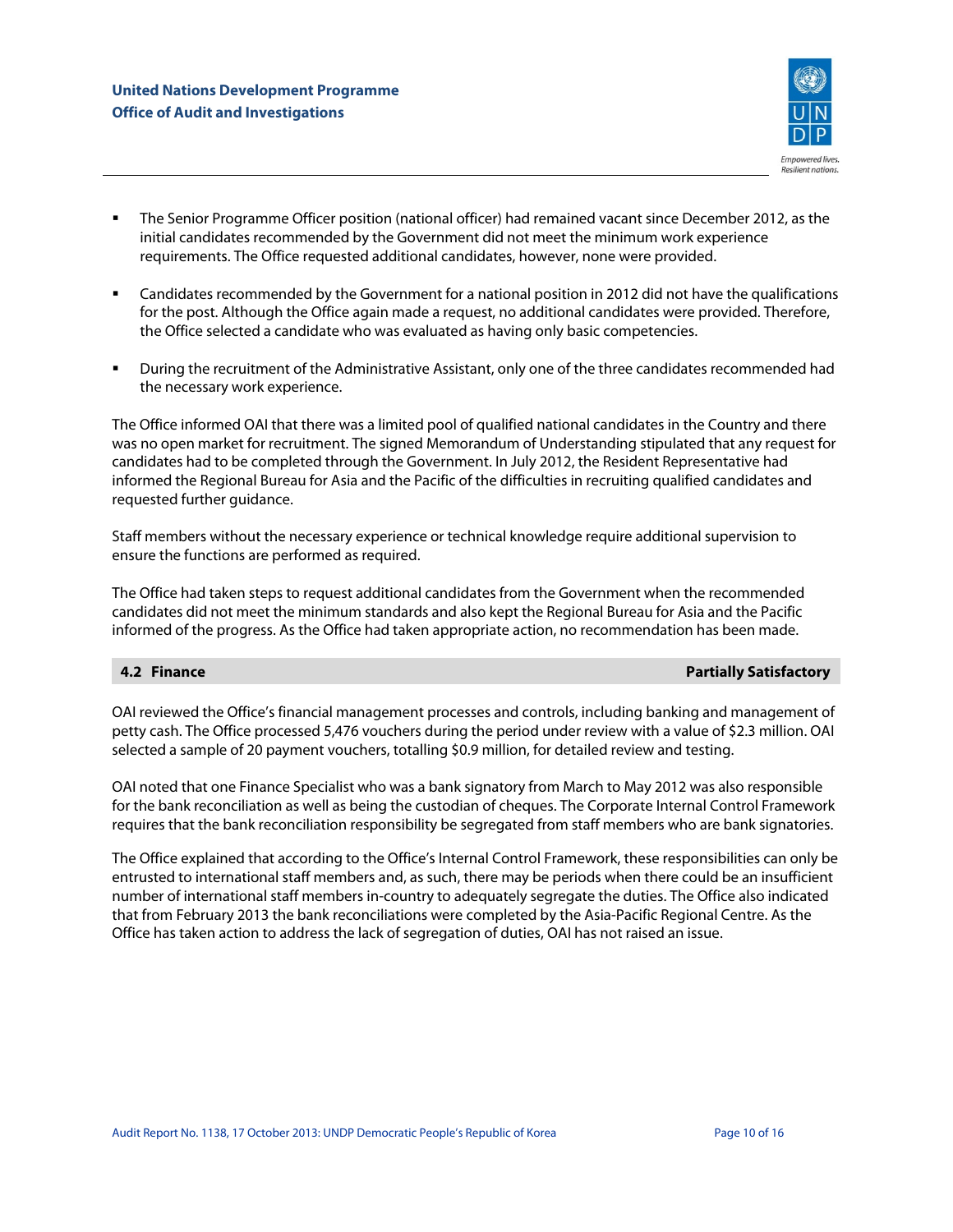- The Senior Programme Officer position (national officer) had remained vacant since December 2012, as the initial candidates recommended by the Government did not meet the minimum work experience requirements. The Office requested additional candidates, however, none were provided.

- Candidates recommended by the Government for a national position in 2012 did not have the qualifications for the post. Although the Office again made a request, no additional candidates were provided. Therefore, the Office selected a candidate who was evaluated as having only basic competencies.

- During the recruitment of the Administrative Assistant, only one of the three candidates recommended had the necessary work experience.

The Office informed OAI that there was a limited pool of qualified national candidates in the Country and there was no open market for recruitment. The signed Memorandum of Understanding stipulated that any request for candidates had to be completed through the Government. In July 2012, the Resident Representative had informed the Regional Bureau for Asia and the Pacific of the difficulties in recruiting qualified candidates and requested further guidance.

Staff members without the necessary experience or technical knowledge require additional supervision to ensure the functions are performed as required.

The Office had taken steps to request additional candidates from the Government when the recommended candidates did not meet the minimum standards and also kept the Regional Bureau for Asia and the Pacific informed of the progress. As the Office had taken appropriate action, no recommendation has been made.

## 4.2 Finance — Partially Satisfactory

OAI reviewed the Office's financial management processes and controls, including banking and management of petty cash. The Office processed 5,476 vouchers during the period under review with a value of $2.3 million. OAI selected a sample of 20 payment vouchers, totalling $0.9 million, for detailed review and testing.

OAI noted that one Finance Specialist who was a bank signatory from March to May 2012 was also responsible for the bank reconciliation as well as being the custodian of cheques. The Corporate Internal Control Framework requires that the bank reconciliation responsibility be segregated from staff members who are bank signatories.

The Office explained that according to the Office's Internal Control Framework, these responsibilities can only be entrusted to international staff members and, as such, there may be periods when there could be an insufficient number of international staff members in-country to adequately segregate the duties. The Office also indicated that from February 2013 the bank reconciliations were completed by the Asia-Pacific Regional Centre. As the Office has taken action to address the lack of segregation of duties, OAI has not raised an issue.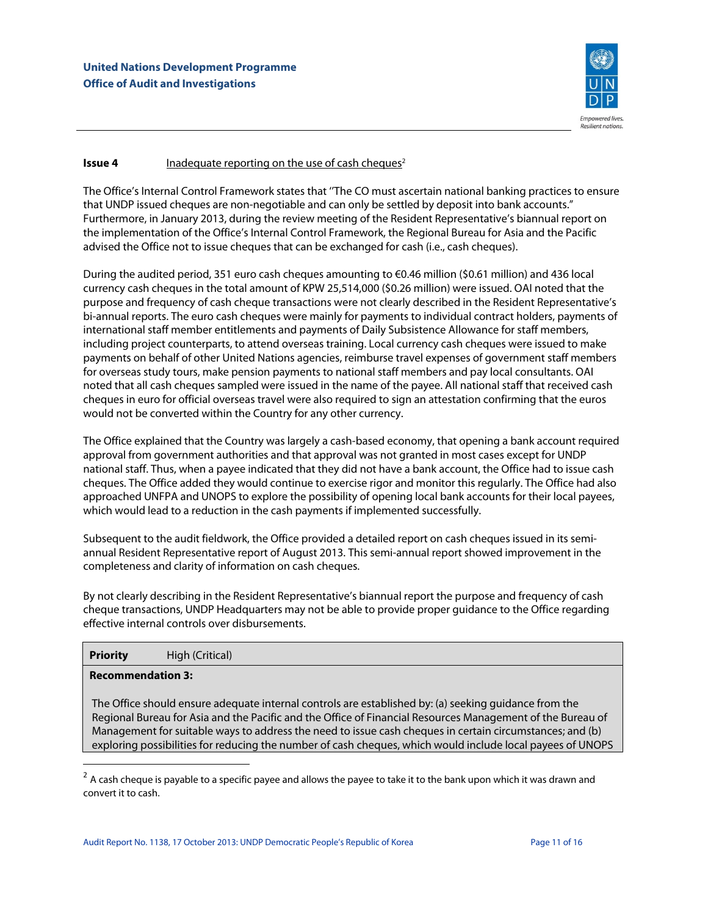**Issue 4** Inadequate reporting on the use of cash cheques[2]

The Office's Internal Control Framework states that "The CO must ascertain national banking practices to ensure that UNDP issued cheques are non-negotiable and can only be settled by deposit into bank accounts." Furthermore, in January 2013, during the review meeting of the Resident Representative's biannual report on the implementation of the Office's Internal Control Framework, the Regional Bureau for Asia and the Pacific advised the Office not to issue cheques that can be exchanged for cash (i.e., cash cheques).

During the audited period, 351 euro cash cheques amounting to €0.46 million ($0.61 million) and 436 local currency cash cheques in the total amount of KPW 25,514,000 ($0.26 million) were issued. OAI noted that the purpose and frequency of cash cheque transactions were not clearly described in the Resident Representative's bi-annual reports. The euro cash cheques were mainly for payments to individual contract holders, payments of international staff member entitlements and payments of Daily Subsistence Allowance for staff members, including project counterparts, to attend overseas training. Local currency cash cheques were issued to make payments on behalf of other United Nations agencies, reimburse travel expenses of government staff members for overseas study tours, make pension payments to national staff members and pay local consultants. OAI noted that all cash cheques sampled were issued in the name of the payee. All national staff that received cash cheques in euro for official overseas travel were also required to sign an attestation confirming that the euros would not be converted within the Country for any other currency.

The Office explained that the Country was largely a cash-based economy, that opening a bank account required approval from government authorities and that approval was not granted in most cases except for UNDP national staff. Thus, when a payee indicated that they did not have a bank account, the Office had to issue cash cheques. The Office added they would continue to exercise rigor and monitor this regularly. The Office had also approached UNFPA and UNOPS to explore the possibility of opening local bank accounts for their local payees, which would lead to a reduction in the cash payments if implemented successfully.

Subsequent to the audit fieldwork, the Office provided a detailed report on cash cheques issued in its semi-annual Resident Representative report of August 2013. This semi-annual report showed improvement in the completeness and clarity of information on cash cheques.

By not clearly describing in the Resident Representative's biannual report the purpose and frequency of cash cheque transactions, UNDP Headquarters may not be able to provide proper guidance to the Office regarding effective internal controls over disbursements.

| **Priority** | High (Critical) |
|---|---|
| **Recommendation 3:** | |
| The Office should ensure adequate internal controls are established by: (a) seeking guidance from the Regional Bureau for Asia and the Pacific and the Office of Financial Resources Management of the Bureau of Management for suitable ways to address the need to issue cash cheques in certain circumstances; and (b) exploring possibilities for reducing the number of cash cheques, which would include local payees of UNOPS | |

[2] A cash cheque is payable to a specific payee and allows the payee to take it to the bank upon which it was drawn and convert it to cash.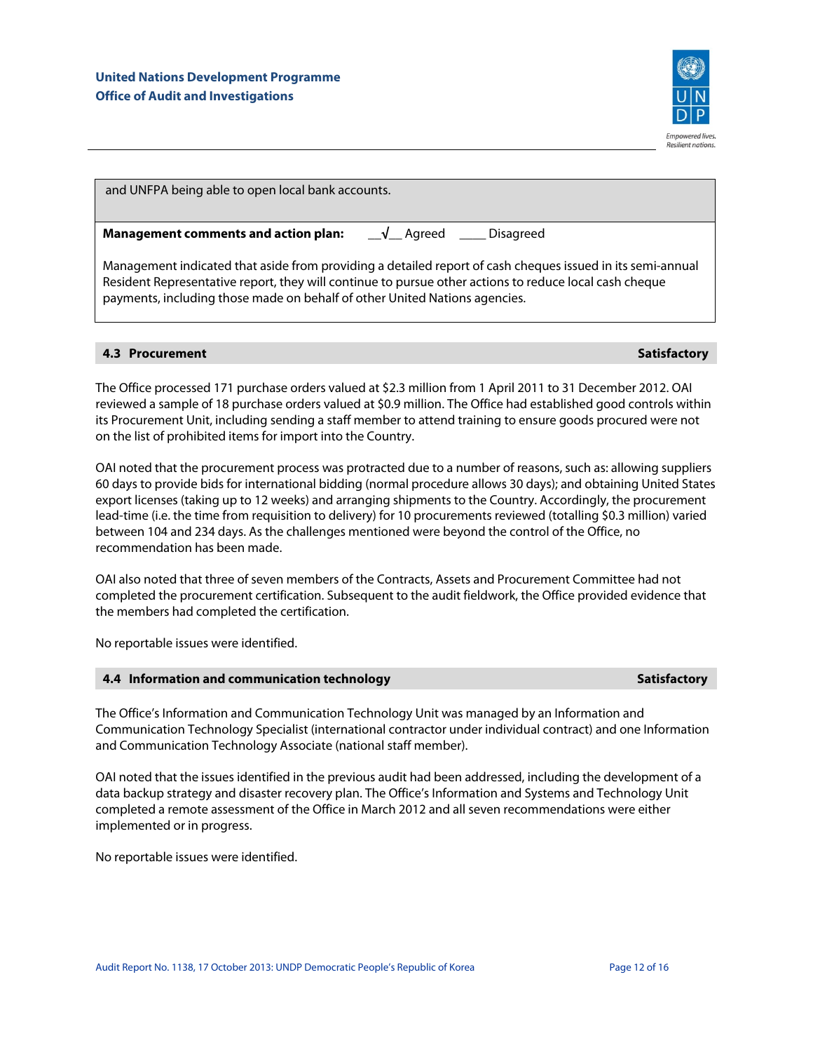and UNFPA being able to open local bank accounts.

**Management comments and action plan:** __√__ Agreed ____ Disagreed

Management indicated that aside from providing a detailed report of cash cheques issued in its semi-annual Resident Representative report, they will continue to pursue other actions to reduce local cash cheque payments, including those made on behalf of other United Nations agencies.

### 4.3 Procurement — Satisfactory

The Office processed 171 purchase orders valued at $2.3 million from 1 April 2011 to 31 December 2012. OAI reviewed a sample of 18 purchase orders valued at $0.9 million. The Office had established good controls within its Procurement Unit, including sending a staff member to attend training to ensure goods procured were not on the list of prohibited items for import into the Country.

OAI noted that the procurement process was protracted due to a number of reasons, such as: allowing suppliers 60 days to provide bids for international bidding (normal procedure allows 30 days); and obtaining United States export licenses (taking up to 12 weeks) and arranging shipments to the Country. Accordingly, the procurement lead-time (i.e. the time from requisition to delivery) for 10 procurements reviewed (totalling $0.3 million) varied between 104 and 234 days. As the challenges mentioned were beyond the control of the Office, no recommendation has been made.

OAI also noted that three of seven members of the Contracts, Assets and Procurement Committee had not completed the procurement certification. Subsequent to the audit fieldwork, the Office provided evidence that the members had completed the certification.

No reportable issues were identified.

### 4.4 Information and communication technology — Satisfactory

The Office's Information and Communication Technology Unit was managed by an Information and Communication Technology Specialist (international contractor under individual contract) and one Information and Communication Technology Associate (national staff member).

OAI noted that the issues identified in the previous audit had been addressed, including the development of a data backup strategy and disaster recovery plan. The Office's Information and Systems and Technology Unit completed a remote assessment of the Office in March 2012 and all seven recommendations were either implemented or in progress.

No reportable issues were identified.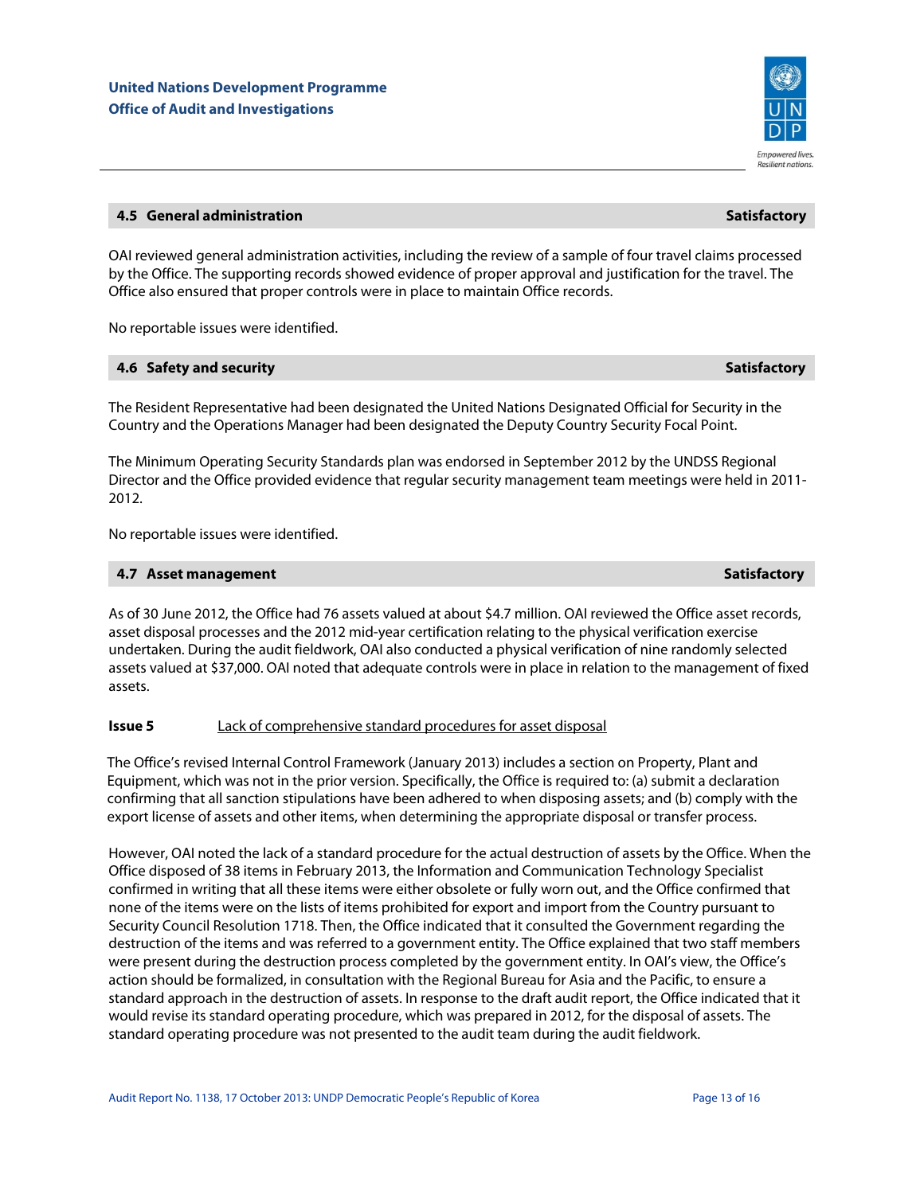### 4.5 General administration — Satisfactory

OAI reviewed general administration activities, including the review of a sample of four travel claims processed by the Office. The supporting records showed evidence of proper approval and justification for the travel. The Office also ensured that proper controls were in place to maintain Office records.

No reportable issues were identified.

### 4.6 Safety and security — Satisfactory

The Resident Representative had been designated the United Nations Designated Official for Security in the Country and the Operations Manager had been designated the Deputy Country Security Focal Point.

The Minimum Operating Security Standards plan was endorsed in September 2012 by the UNDSS Regional Director and the Office provided evidence that regular security management team meetings were held in 2011-2012.

No reportable issues were identified.

### 4.7 Asset management — Satisfactory

As of 30 June 2012, the Office had 76 assets valued at about $4.7 million. OAI reviewed the Office asset records, asset disposal processes and the 2012 mid-year certification relating to the physical verification exercise undertaken. During the audit fieldwork, OAI also conducted a physical verification of nine randomly selected assets valued at $37,000. OAI noted that adequate controls were in place in relation to the management of fixed assets.

**Issue 5** Lack of comprehensive standard procedures for asset disposal

The Office's revised Internal Control Framework (January 2013) includes a section on Property, Plant and Equipment, which was not in the prior version. Specifically, the Office is required to: (a) submit a declaration confirming that all sanction stipulations have been adhered to when disposing assets; and (b) comply with the export license of assets and other items, when determining the appropriate disposal or transfer process.

However, OAI noted the lack of a standard procedure for the actual destruction of assets by the Office. When the Office disposed of 38 items in February 2013, the Information and Communication Technology Specialist confirmed in writing that all these items were either obsolete or fully worn out, and the Office confirmed that none of the items were on the lists of items prohibited for export and import from the Country pursuant to Security Council Resolution 1718. Then, the Office indicated that it consulted the Government regarding the destruction of the items and was referred to a government entity. The Office explained that two staff members were present during the destruction process completed by the government entity. In OAI's view, the Office's action should be formalized, in consultation with the Regional Bureau for Asia and the Pacific, to ensure a standard approach in the destruction of assets. In response to the draft audit report, the Office indicated that it would revise its standard operating procedure, which was prepared in 2012, for the disposal of assets. The standard operating procedure was not presented to the audit team during the audit fieldwork.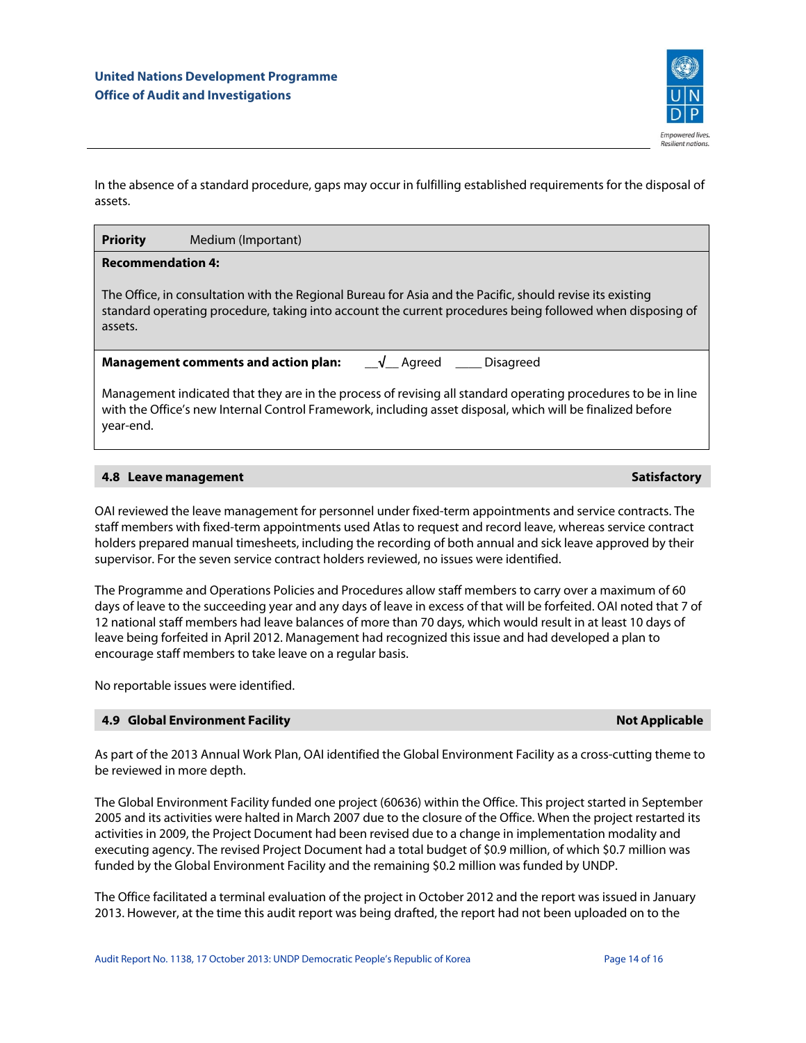In the absence of a standard procedure, gaps may occur in fulfilling established requirements for the disposal of assets.

| **Priority** Medium (Important) |
|---|
| **Recommendation 4:**<br><br>The Office, in consultation with the Regional Bureau for Asia and the Pacific, should revise its existing standard operating procedure, taking into account the current procedures being followed when disposing of assets. |
| **Management comments and action plan:** __√__ Agreed ____ Disagreed<br><br>Management indicated that they are in the process of revising all standard operating procedures to be in line with the Office's new Internal Control Framework, including asset disposal, which will be finalized before year-end. |

### 4.8 Leave management — Satisfactory

OAI reviewed the leave management for personnel under fixed-term appointments and service contracts. The staff members with fixed-term appointments used Atlas to request and record leave, whereas service contract holders prepared manual timesheets, including the recording of both annual and sick leave approved by their supervisor. For the seven service contract holders reviewed, no issues were identified.

The Programme and Operations Policies and Procedures allow staff members to carry over a maximum of 60 days of leave to the succeeding year and any days of leave in excess of that will be forfeited. OAI noted that 7 of 12 national staff members had leave balances of more than 70 days, which would result in at least 10 days of leave being forfeited in April 2012. Management had recognized this issue and had developed a plan to encourage staff members to take leave on a regular basis.

No reportable issues were identified.

### 4.9 Global Environment Facility — Not Applicable

As part of the 2013 Annual Work Plan, OAI identified the Global Environment Facility as a cross-cutting theme to be reviewed in more depth.

The Global Environment Facility funded one project (60636) within the Office. This project started in September 2005 and its activities were halted in March 2007 due to the closure of the Office. When the project restarted its activities in 2009, the Project Document had been revised due to a change in implementation modality and executing agency. The revised Project Document had a total budget of $0.9 million, of which $0.7 million was funded by the Global Environment Facility and the remaining $0.2 million was funded by UNDP.

The Office facilitated a terminal evaluation of the project in October 2012 and the report was issued in January 2013. However, at the time this audit report was being drafted, the report had not been uploaded on to the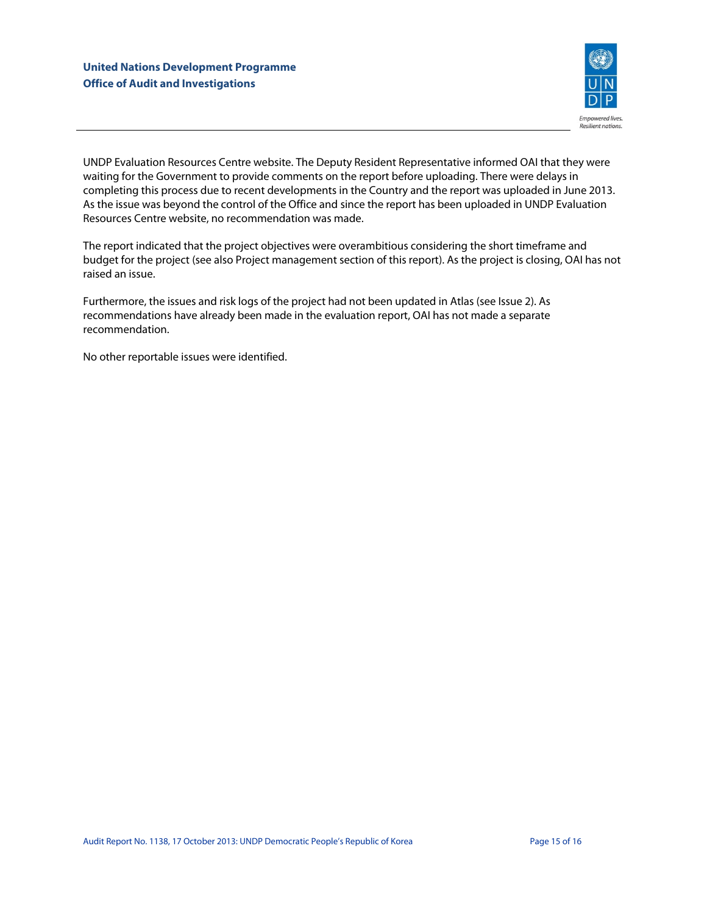UNDP Evaluation Resources Centre website. The Deputy Resident Representative informed OAI that they were waiting for the Government to provide comments on the report before uploading. There were delays in completing this process due to recent developments in the Country and the report was uploaded in June 2013. As the issue was beyond the control of the Office and since the report has been uploaded in UNDP Evaluation Resources Centre website, no recommendation was made.

The report indicated that the project objectives were overambitious considering the short timeframe and budget for the project (see also Project management section of this report). As the project is closing, OAI has not raised an issue.

Furthermore, the issues and risk logs of the project had not been updated in Atlas (see Issue 2). As recommendations have already been made in the evaluation report, OAI has not made a separate recommendation.

No other reportable issues were identified.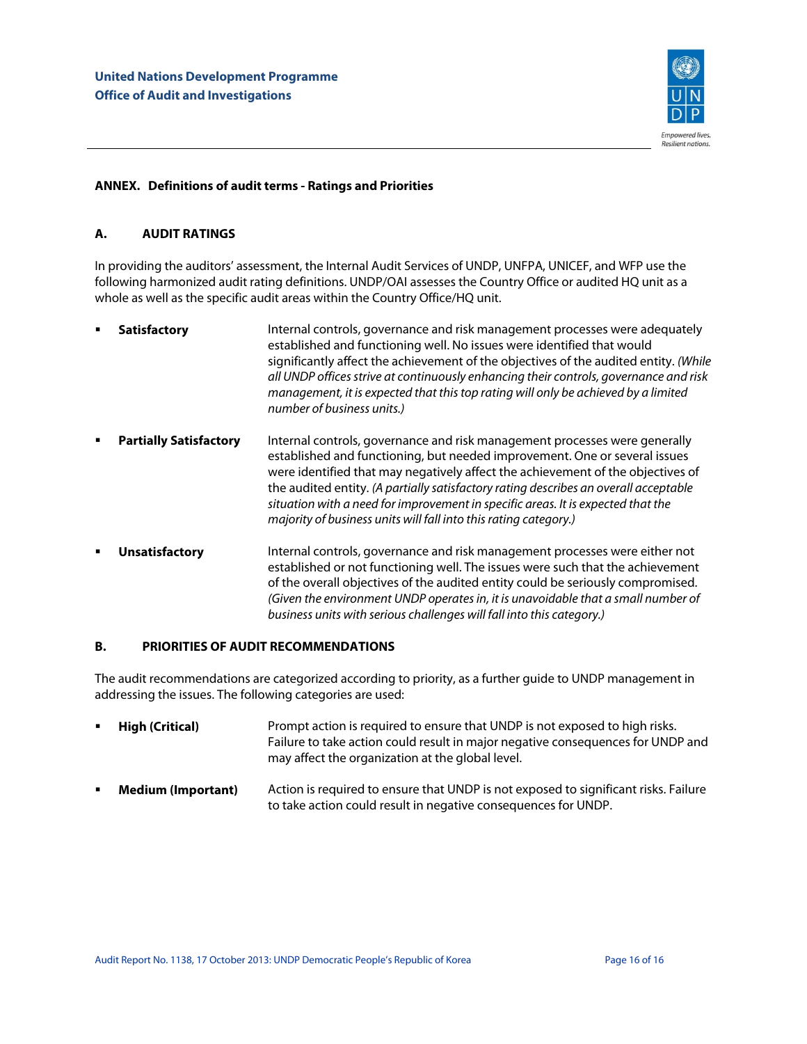## ANNEX. Definitions of audit terms - Ratings and Priorities

### A. AUDIT RATINGS

In providing the auditors' assessment, the Internal Audit Services of UNDP, UNFPA, UNICEF, and WFP use the following harmonized audit rating definitions. UNDP/OAI assesses the Country Office or audited HQ unit as a whole as well as the specific audit areas within the Country Office/HQ unit.

- **Satisfactory** — Internal controls, governance and risk management processes were adequately established and functioning well. No issues were identified that would significantly affect the achievement of the objectives of the audited entity. *(While all UNDP offices strive at continuously enhancing their controls, governance and risk management, it is expected that this top rating will only be achieved by a limited number of business units.)*

- **Partially Satisfactory** — Internal controls, governance and risk management processes were generally established and functioning, but needed improvement. One or several issues were identified that may negatively affect the achievement of the objectives of the audited entity. *(A partially satisfactory rating describes an overall acceptable situation with a need for improvement in specific areas. It is expected that the majority of business units will fall into this rating category.)*

- **Unsatisfactory** — Internal controls, governance and risk management processes were either not established or not functioning well. The issues were such that the achievement of the overall objectives of the audited entity could be seriously compromised. *(Given the environment UNDP operates in, it is unavoidable that a small number of business units with serious challenges will fall into this category.)*

### B. PRIORITIES OF AUDIT RECOMMENDATIONS

The audit recommendations are categorized according to priority, as a further guide to UNDP management in addressing the issues. The following categories are used:

- **High (Critical)** — Prompt action is required to ensure that UNDP is not exposed to high risks. Failure to take action could result in major negative consequences for UNDP and may affect the organization at the global level.

- **Medium (Important)** — Action is required to ensure that UNDP is not exposed to significant risks. Failure to take action could result in negative consequences for UNDP.